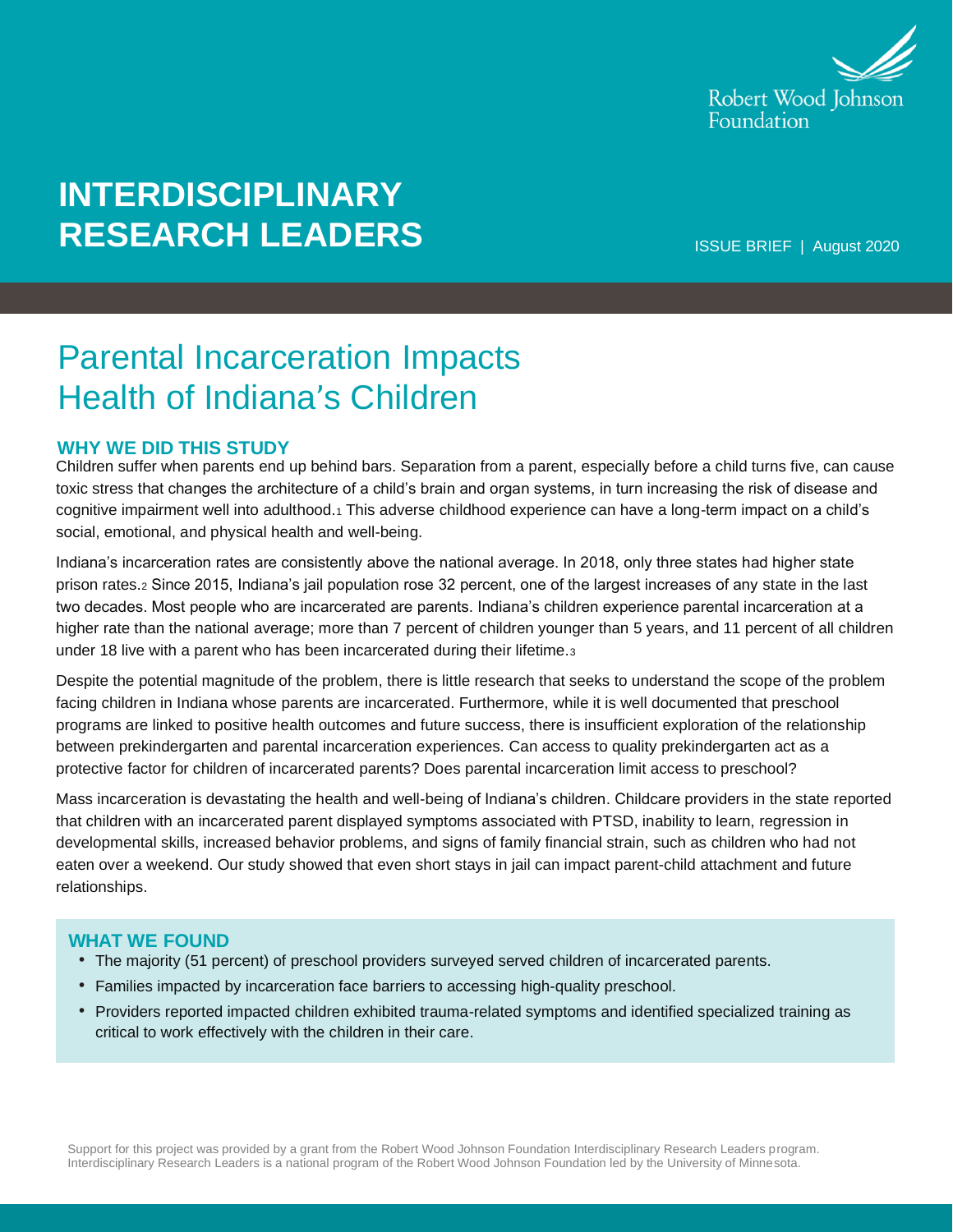Robert Wood Johnson Foundation

# INTERDISCIPLINARY RESEARCH LEADERS

ISSUE BRIEF | August 2020

# Parental Incarceration Impacts Health of Indiana's Children

## WHY WE DID THIS STUDY

Children suffer when parents end up behind bars. Separation from a parent, especially before a child turns five, can cause toxic stress that changes the architecture of a child's brain and organ systems, in turn increasing the risk of disease and cognitive impairment well into adulthood.[1] This adverse childhood experience can have a long-term impact on a child's social, emotional, and physical health and well-being.

Indiana's incarceration rates are consistently above the national average. In 2018, only three states had higher state prison rates.[2] Since 2015, Indiana's jail population rose 32 percent, one of the largest increases of any state in the last two decades. Most people who are incarcerated are parents. Indiana's children experience parental incarceration at a higher rate than the national average; more than 7 percent of children younger than 5 years, and 11 percent of all children under 18 live with a parent who has been incarcerated during their lifetime.[3]

Despite the potential magnitude of the problem, there is little research that seeks to understand the scope of the problem facing children in Indiana whose parents are incarcerated. Furthermore, while it is well documented that preschool programs are linked to positive health outcomes and future success, there is insufficient exploration of the relationship between prekindergarten and parental incarceration experiences. Can access to quality prekindergarten act as a protective factor for children of incarcerated parents? Does parental incarceration limit access to preschool?

Mass incarceration is devastating the health and well-being of Indiana's children. Childcare providers in the state reported that children with an incarcerated parent displayed symptoms associated with PTSD, inability to learn, regression in developmental skills, increased behavior problems, and signs of family financial strain, such as children who had not eaten over a weekend. Our study showed that even short stays in jail can impact parent-child attachment and future relationships.

## WHAT WE FOUND

- The majority (51 percent) of preschool providers surveyed served children of incarcerated parents.
- Families impacted by incarceration face barriers to accessing high-quality preschool.
- Providers reported impacted children exhibited trauma-related symptoms and identified specialized training as critical to work effectively with the children in their care.

Support for this project was provided by a grant from the Robert Wood Johnson Foundation Interdisciplinary Research Leaders program. Interdisciplinary Research Leaders is a national program of the Robert Wood Johnson Foundation led by the University of Minnesota.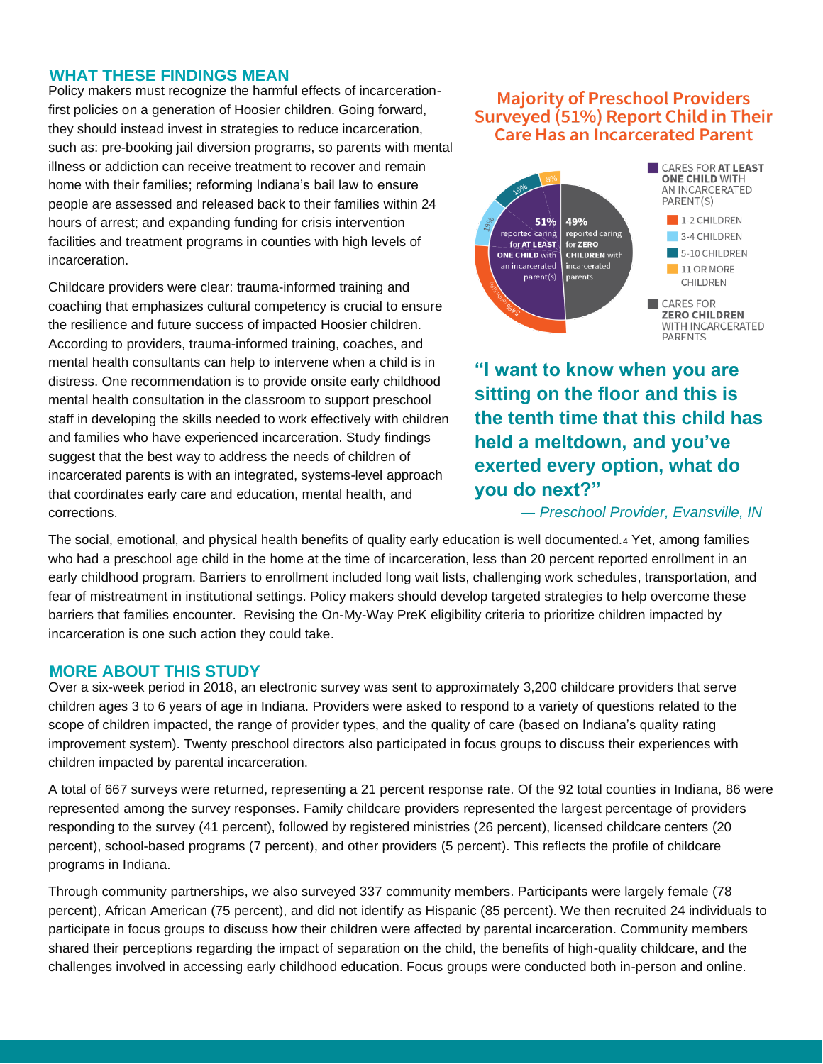## WHAT THESE FINDINGS MEAN

Policy makers must recognize the harmful effects of incarceration-first policies on a generation of Hoosier children. Going forward, they should instead invest in strategies to reduce incarceration, such as: pre-booking jail diversion programs, so parents with mental illness or addiction can receive treatment to recover and remain home with their families; reforming Indiana's bail law to ensure people are assessed and released back to their families within 24 hours of arrest; and expanding funding for crisis intervention facilities and treatment programs in counties with high levels of incarceration.

Childcare providers were clear: trauma-informed training and coaching that emphasizes cultural competency is crucial to ensure the resilience and future success of impacted Hoosier children. According to providers, trauma-informed training, coaches, and mental health consultants can help to intervene when a child is in distress. One recommendation is to provide onsite early childhood mental health consultation in the classroom to support preschool staff in developing the skills needed to work effectively with children and families who have experienced incarceration. Study findings suggest that the best way to address the needs of children of incarcerated parents is with an integrated, systems-level approach that coordinates early care and education, mental health, and corrections.

### Majority of Preschool Providers Surveyed (51%) Report Child in Their Care Has an Incarcerated Parent

- **51%** reported caring for **AT LEAST ONE CHILD** with an incarcerated parent(s)
  - 1-2 CHILDREN: 54%
  - 3-4 CHILDREN: 19%
  - 5-10 CHILDREN: 19%
  - 11 OR MORE CHILDREN: 8%
- **49%** reported caring for **ZERO CHILDREN** with incarcerated parents

**"I want to know when you are sitting on the floor and this is the tenth time that this child has held a meltdown, and you've exerted every option, what do you do next?"**

*— Preschool Provider, Evansville, IN*

The social, emotional, and physical health benefits of quality early education is well documented.[4] Yet, among families who had a preschool age child in the home at the time of incarceration, less than 20 percent reported enrollment in an early childhood program. Barriers to enrollment included long wait lists, challenging work schedules, transportation, and fear of mistreatment in institutional settings. Policy makers should develop targeted strategies to help overcome these barriers that families encounter. Revising the On-My-Way PreK eligibility criteria to prioritize children impacted by incarceration is one such action they could take.

## MORE ABOUT THIS STUDY

Over a six-week period in 2018, an electronic survey was sent to approximately 3,200 childcare providers that serve children ages 3 to 6 years of age in Indiana. Providers were asked to respond to a variety of questions related to the scope of children impacted, the range of provider types, and the quality of care (based on Indiana's quality rating improvement system). Twenty preschool directors also participated in focus groups to discuss their experiences with children impacted by parental incarceration.

A total of 667 surveys were returned, representing a 21 percent response rate. Of the 92 total counties in Indiana, 86 were represented among the survey responses. Family childcare providers represented the largest percentage of providers responding to the survey (41 percent), followed by registered ministries (26 percent), licensed childcare centers (20 percent), school-based programs (7 percent), and other providers (5 percent). This reflects the profile of childcare programs in Indiana.

Through community partnerships, we also surveyed 337 community members. Participants were largely female (78 percent), African American (75 percent), and did not identify as Hispanic (85 percent). We then recruited 24 individuals to participate in focus groups to discuss how their children were affected by parental incarceration. Community members shared their perceptions regarding the impact of separation on the child, the benefits of high-quality childcare, and the challenges involved in accessing early childhood education. Focus groups were conducted both in-person and online.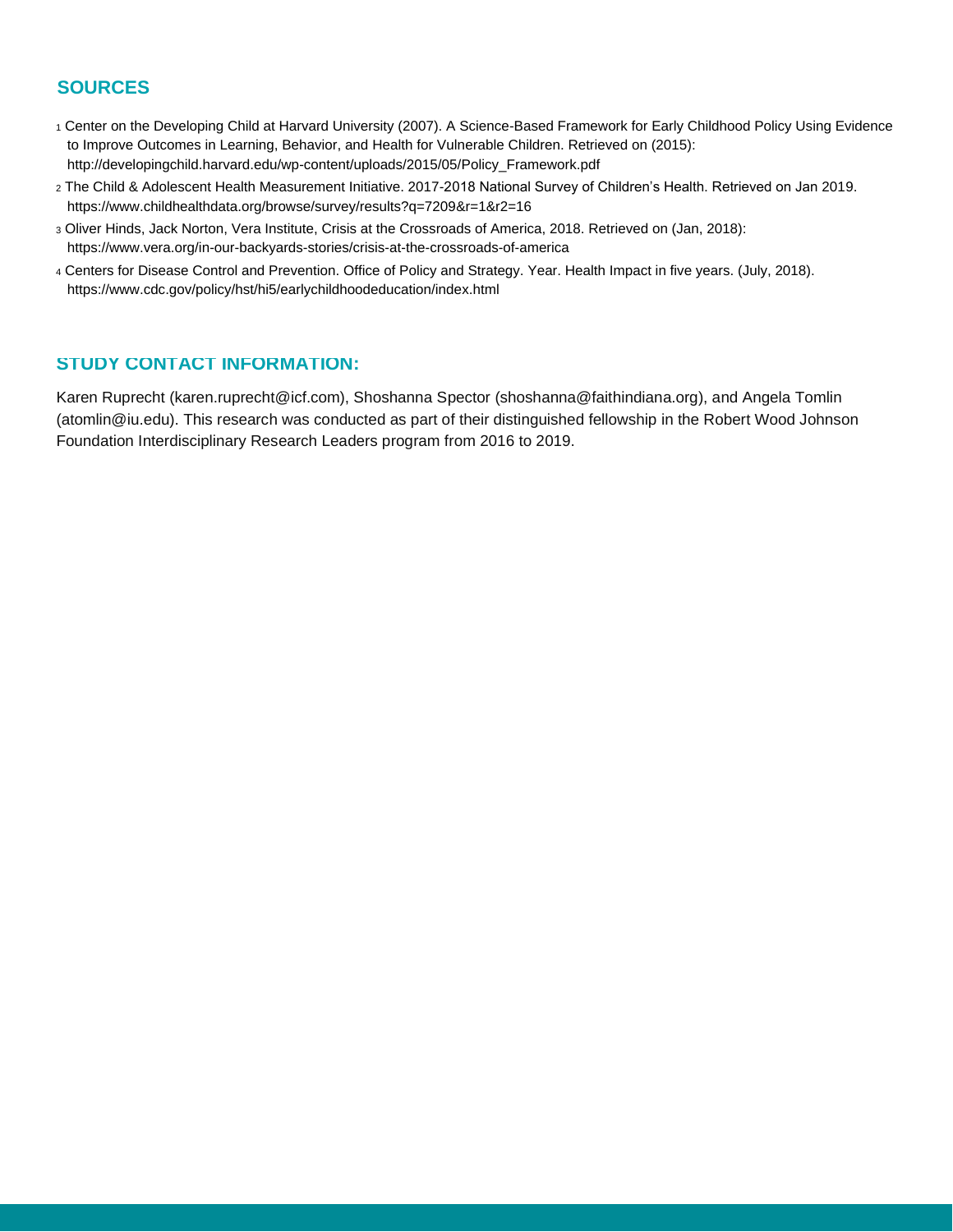## SOURCES

1. Center on the Developing Child at Harvard University (2007). A Science-Based Framework for Early Childhood Policy Using Evidence to Improve Outcomes in Learning, Behavior, and Health for Vulnerable Children. Retrieved on (2015): http://developingchild.harvard.edu/wp-content/uploads/2015/05/Policy_Framework.pdf
2. The Child & Adolescent Health Measurement Initiative. 2017-2018 National Survey of Children's Health. Retrieved on Jan 2019. https://www.childhealthdata.org/browse/survey/results?q=7209&r=1&r2=16
3. Oliver Hinds, Jack Norton, Vera Institute, Crisis at the Crossroads of America, 2018. Retrieved on (Jan, 2018): https://www.vera.org/in-our-backyards-stories/crisis-at-the-crossroads-of-america
4. Centers for Disease Control and Prevention. Office of Policy and Strategy. Year. Health Impact in five years. (July, 2018). https://www.cdc.gov/policy/hst/hi5/earlychildhoodeducation/index.html

## STUDY CONTACT INFORMATION:

Karen Ruprecht (karen.ruprecht@icf.com), Shoshanna Spector (shoshanna@faithindiana.org), and Angela Tomlin (atomlin@iu.edu). This research was conducted as part of their distinguished fellowship in the Robert Wood Johnson Foundation Interdisciplinary Research Leaders program from 2016 to 2019.